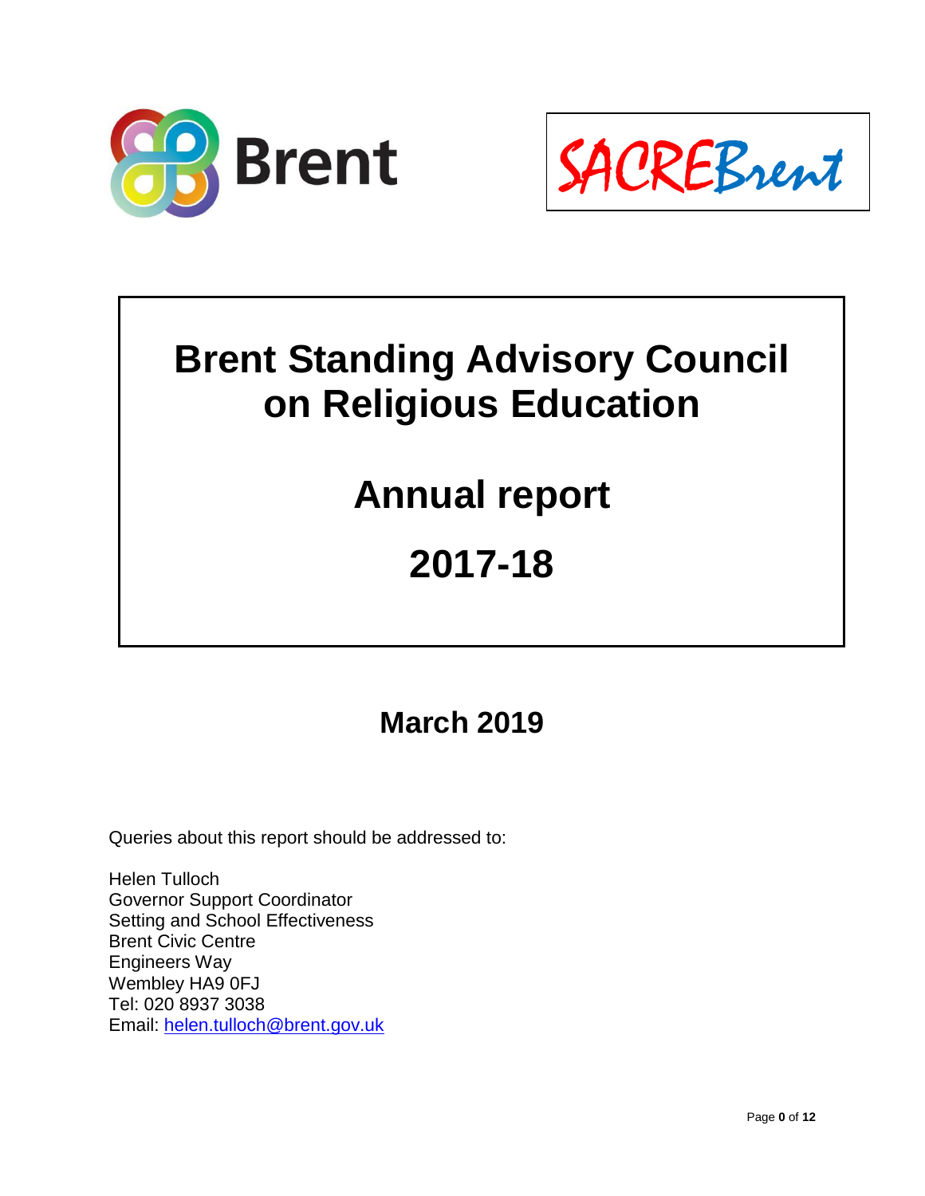Brent

SACREBrent

# Brent Standing Advisory Council on Religious Education

# Annual report

# 2017-18

## March 2019

Queries about this report should be addressed to:

Helen Tulloch
Governor Support Coordinator
Setting and School Effectiveness
Brent Civic Centre
Engineers Way
Wembley HA9 0FJ
Tel: 020 8937 3038
Email: helen.tulloch@brent.gov.uk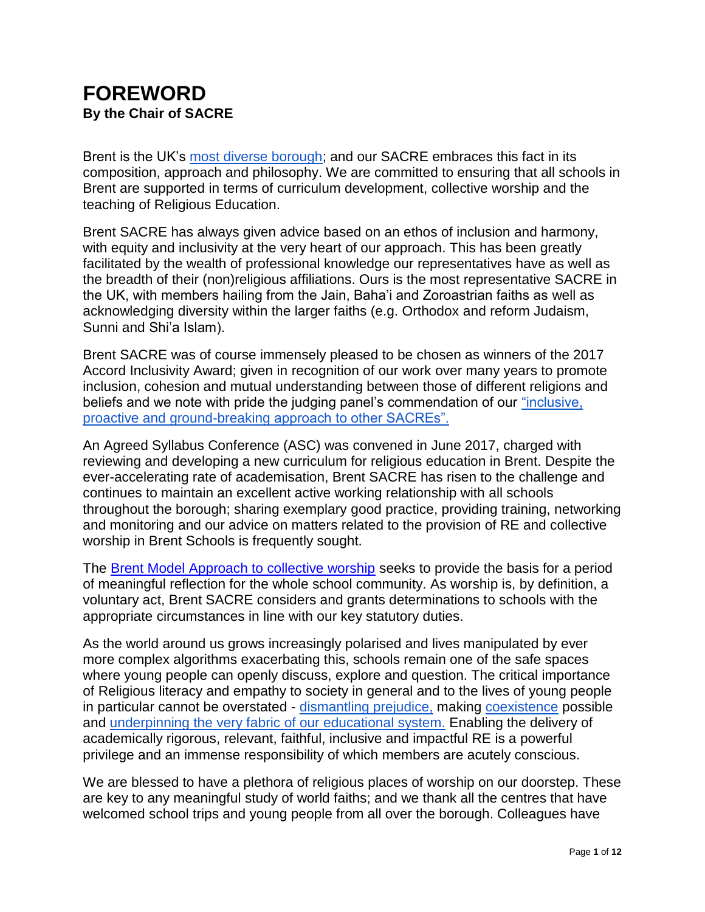# FOREWORD

**By the Chair of SACRE**

Brent is the UK's most diverse borough; and our SACRE embraces this fact in its composition, approach and philosophy. We are committed to ensuring that all schools in Brent are supported in terms of curriculum development, collective worship and the teaching of Religious Education.

Brent SACRE has always given advice based on an ethos of inclusion and harmony, with equity and inclusivity at the very heart of our approach. This has been greatly facilitated by the wealth of professional knowledge our representatives have as well as the breadth of their (non)religious affiliations. Ours is the most representative SACRE in the UK, with members hailing from the Jain, Baha'i and Zoroastrian faiths as well as acknowledging diversity within the larger faiths (e.g. Orthodox and reform Judaism, Sunni and Shi'a Islam).

Brent SACRE was of course immensely pleased to be chosen as winners of the 2017 Accord Inclusivity Award; given in recognition of our work over many years to promote inclusion, cohesion and mutual understanding between those of different religions and beliefs and we note with pride the judging panel's commendation of our "inclusive, proactive and ground-breaking approach to other SACREs".

An Agreed Syllabus Conference (ASC) was convened in June 2017, charged with reviewing and developing a new curriculum for religious education in Brent. Despite the ever-accelerating rate of academisation, Brent SACRE has risen to the challenge and continues to maintain an excellent active working relationship with all schools throughout the borough; sharing exemplary good practice, providing training, networking and monitoring and our advice on matters related to the provision of RE and collective worship in Brent Schools is frequently sought.

The Brent Model Approach to collective worship seeks to provide the basis for a period of meaningful reflection for the whole school community. As worship is, by definition, a voluntary act, Brent SACRE considers and grants determinations to schools with the appropriate circumstances in line with our key statutory duties.

As the world around us grows increasingly polarised and lives manipulated by ever more complex algorithms exacerbating this, schools remain one of the safe spaces where young people can openly discuss, explore and question. The critical importance of Religious literacy and empathy to society in general and to the lives of young people in particular cannot be overstated - dismantling prejudice, making coexistence possible and underpinning the very fabric of our educational system. Enabling the delivery of academically rigorous, relevant, faithful, inclusive and impactful RE is a powerful privilege and an immense responsibility of which members are acutely conscious.

We are blessed to have a plethora of religious places of worship on our doorstep. These are key to any meaningful study of world faiths; and we thank all the centres that have welcomed school trips and young people from all over the borough. Colleagues have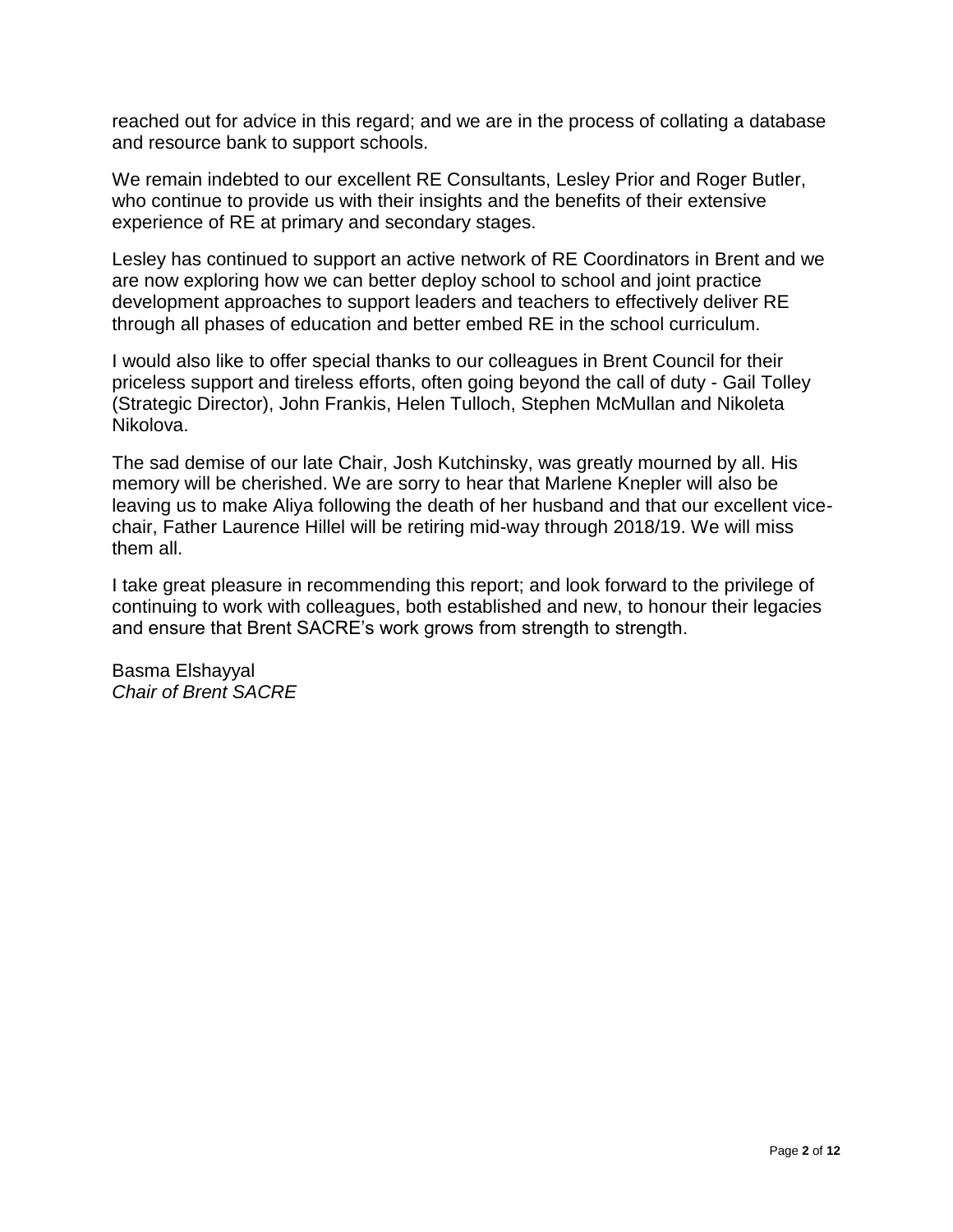reached out for advice in this regard; and we are in the process of collating a database and resource bank to support schools.

We remain indebted to our excellent RE Consultants, Lesley Prior and Roger Butler, who continue to provide us with their insights and the benefits of their extensive experience of RE at primary and secondary stages.

Lesley has continued to support an active network of RE Coordinators in Brent and we are now exploring how we can better deploy school to school and joint practice development approaches to support leaders and teachers to effectively deliver RE through all phases of education and better embed RE in the school curriculum.

I would also like to offer special thanks to our colleagues in Brent Council for their priceless support and tireless efforts, often going beyond the call of duty - Gail Tolley (Strategic Director), John Frankis, Helen Tulloch, Stephen McMullan and Nikoleta Nikolova.

The sad demise of our late Chair, Josh Kutchinsky, was greatly mourned by all. His memory will be cherished. We are sorry to hear that Marlene Knepler will also be leaving us to make Aliya following the death of her husband and that our excellent vice-chair, Father Laurence Hillel will be retiring mid-way through 2018/19. We will miss them all.

I take great pleasure in recommending this report; and look forward to the privilege of continuing to work with colleagues, both established and new, to honour their legacies and ensure that Brent SACRE's work grows from strength to strength.

Basma Elshayyal
*Chair of Brent SACRE*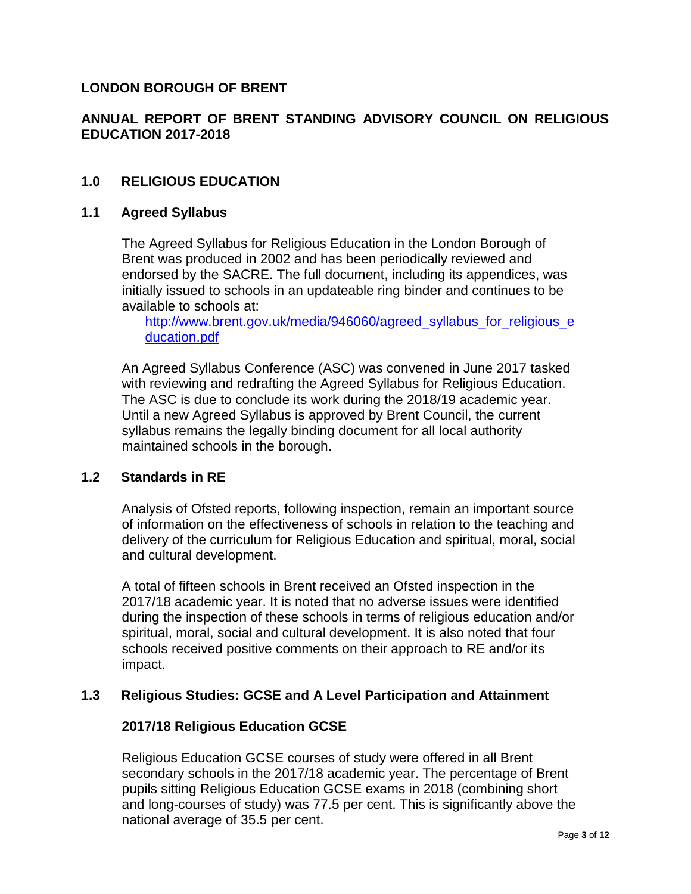# LONDON BOROUGH OF BRENT

## ANNUAL REPORT OF BRENT STANDING ADVISORY COUNCIL ON RELIGIOUS EDUCATION 2017-2018

## 1.0 RELIGIOUS EDUCATION

### 1.1 Agreed Syllabus

The Agreed Syllabus for Religious Education in the London Borough of Brent was produced in 2002 and has been periodically reviewed and endorsed by the SACRE. The full document, including its appendices, was initially issued to schools in an updateable ring binder and continues to be available to schools at:

[http://www.brent.gov.uk/media/946060/agreed_syllabus_for_religious_education.pdf](http://www.brent.gov.uk/media/946060/agreed_syllabus_for_religious_education.pdf)

An Agreed Syllabus Conference (ASC) was convened in June 2017 tasked with reviewing and redrafting the Agreed Syllabus for Religious Education. The ASC is due to conclude its work during the 2018/19 academic year. Until a new Agreed Syllabus is approved by Brent Council, the current syllabus remains the legally binding document for all local authority maintained schools in the borough.

### 1.2 Standards in RE

Analysis of Ofsted reports, following inspection, remain an important source of information on the effectiveness of schools in relation to the teaching and delivery of the curriculum for Religious Education and spiritual, moral, social and cultural development.

A total of fifteen schools in Brent received an Ofsted inspection in the 2017/18 academic year. It is noted that no adverse issues were identified during the inspection of these schools in terms of religious education and/or spiritual, moral, social and cultural development. It is also noted that four schools received positive comments on their approach to RE and/or its impact.

### 1.3 Religious Studies: GCSE and A Level Participation and Attainment

#### 2017/18 Religious Education GCSE

Religious Education GCSE courses of study were offered in all Brent secondary schools in the 2017/18 academic year. The percentage of Brent pupils sitting Religious Education GCSE exams in 2018 (combining short and long-courses of study) was 77.5 per cent. This is significantly above the national average of 35.5 per cent.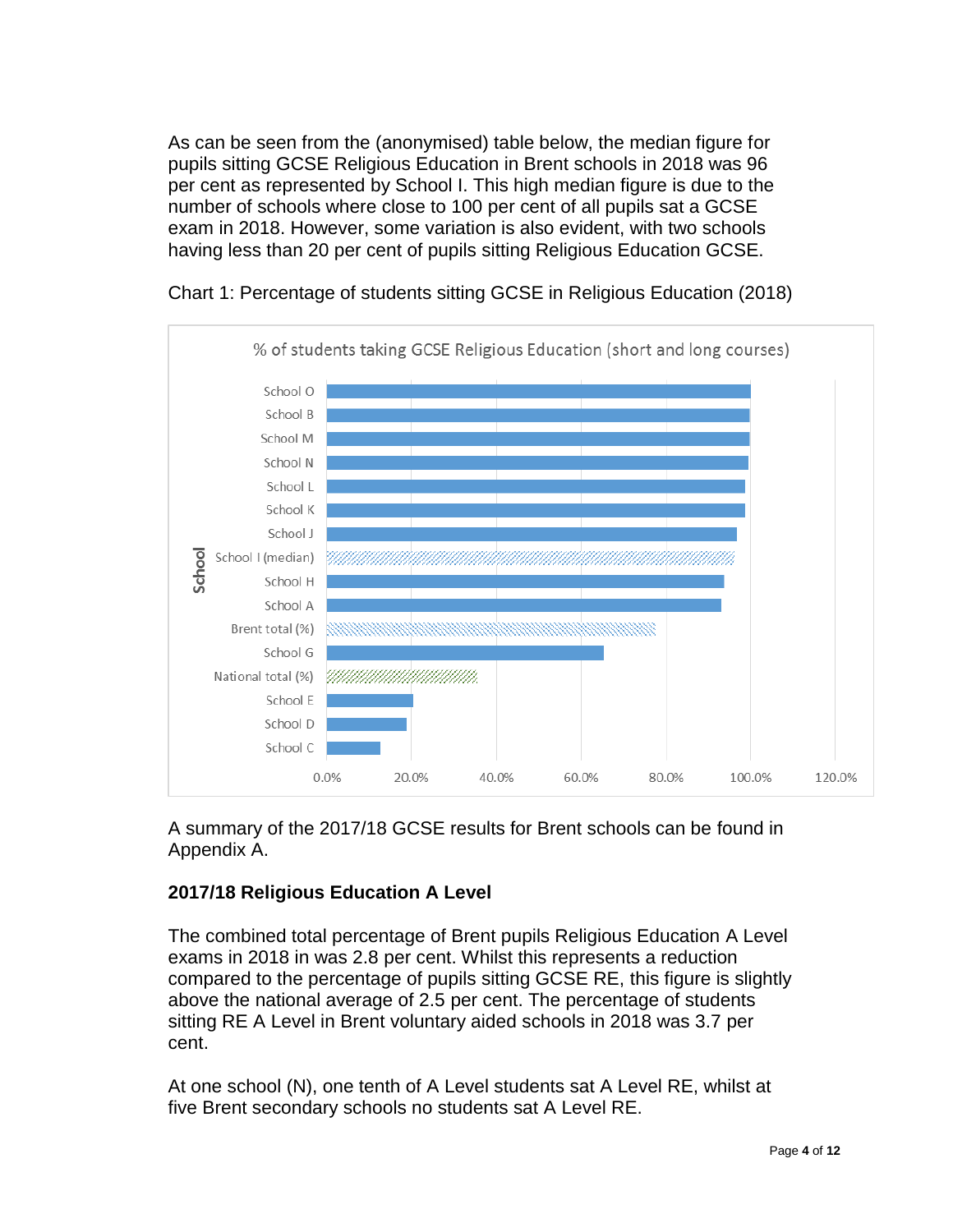As can be seen from the (anonymised) table below, the median figure for pupils sitting GCSE Religious Education in Brent schools in 2018 was 96 per cent as represented by School I. This high median figure is due to the number of schools where close to 100 per cent of all pupils sat a GCSE exam in 2018. However, some variation is also evident, with two schools having less than 20 per cent of pupils sitting Religious Education GCSE.

Chart 1: Percentage of students sitting GCSE in Religious Education (2018)

% of students taking GCSE Religious Education (short and long courses)

School

School O
School B
School M
School N
School L
School K
School J
School I (median)
School H
School A
Brent total (%)
School G
National total (%)
School E
School D
School C

0.0% 20.0% 40.0% 60.0% 80.0% 100.0% 120.0%

A summary of the 2017/18 GCSE results for Brent schools can be found in Appendix A.

**2017/18 Religious Education A Level**

The combined total percentage of Brent pupils Religious Education A Level exams in 2018 in was 2.8 per cent. Whilst this represents a reduction compared to the percentage of pupils sitting GCSE RE, this figure is slightly above the national average of 2.5 per cent. The percentage of students sitting RE A Level in Brent voluntary aided schools in 2018 was 3.7 per cent.

At one school (N), one tenth of A Level students sat A Level RE, whilst at five Brent secondary schools no students sat A Level RE.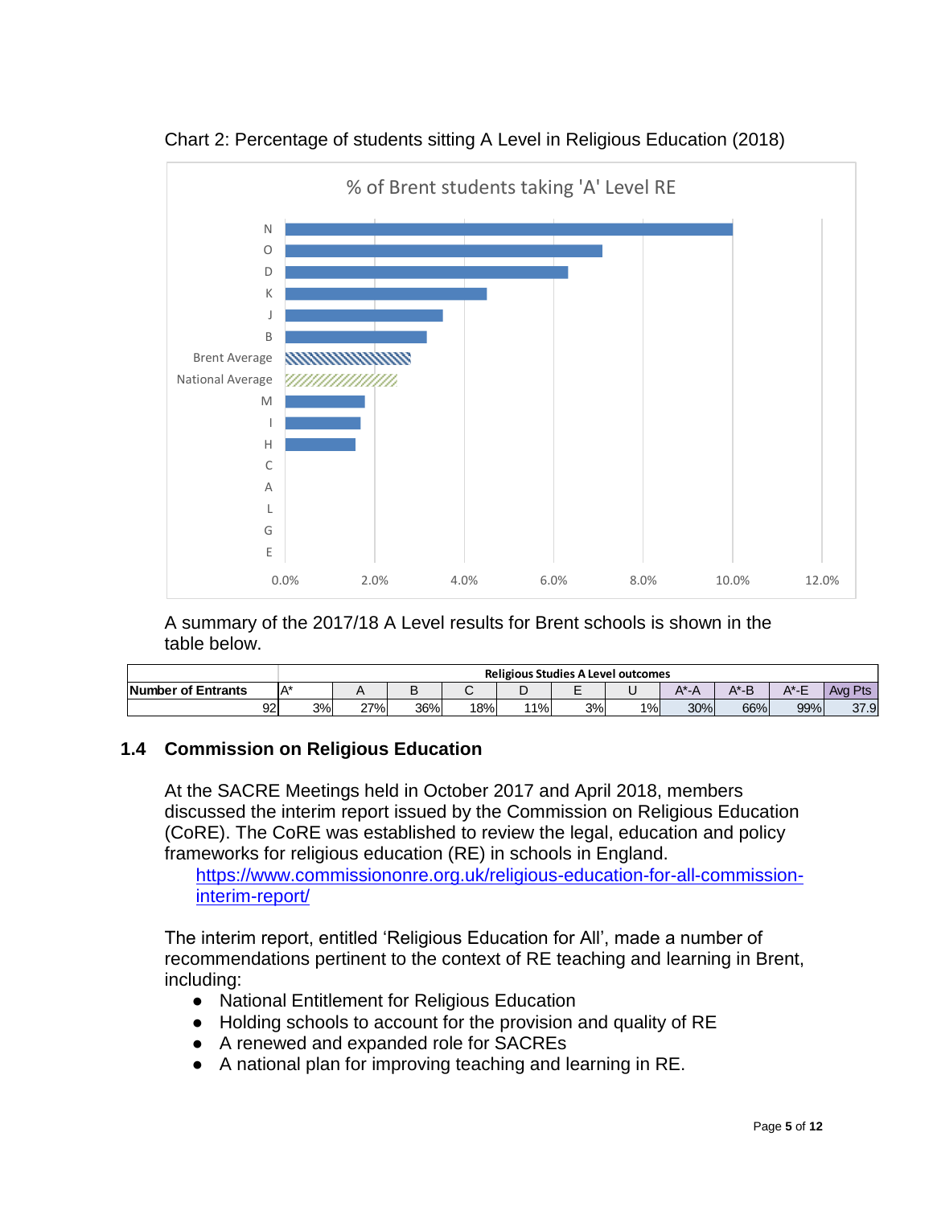Chart 2: Percentage of students sitting A Level in Religious Education (2018)

% of Brent students taking 'A' Level RE

N
O
D
K
J
B
Brent Average
National Average
M
I
H
C
A
L
G
E

0.0%
2.0%
4.0%
6.0%
8.0%
10.0%
12.0%

A summary of the 2017/18 A Level results for Brent schools is shown in the table below.

| | Religious Studies A Level outcomes | | | | | | | | | | |
|---|---|---|---|---|---|---|---|---|---|---|---|
| Number of Entrants | A* | A | B | C | D | E | U | A*-A | A*-B | A*-E | Avg Pts |
| 92 | 3% | 27% | 36% | 18% | 11% | 3% | 1% | 30% | 66% | 99% | 37.9 |

## 1.4 Commission on Religious Education

At the SACRE Meetings held in October 2017 and April 2018, members discussed the interim report issued by the Commission on Religious Education (CoRE). The CoRE was established to review the legal, education and policy frameworks for religious education (RE) in schools in England.

https://www.commissiononre.org.uk/religious-education-for-all-commission-interim-report/

The interim report, entitled 'Religious Education for All', made a number of recommendations pertinent to the context of RE teaching and learning in Brent, including:

- National Entitlement for Religious Education
- Holding schools to account for the provision and quality of RE
- A renewed and expanded role for SACREs
- A national plan for improving teaching and learning in RE.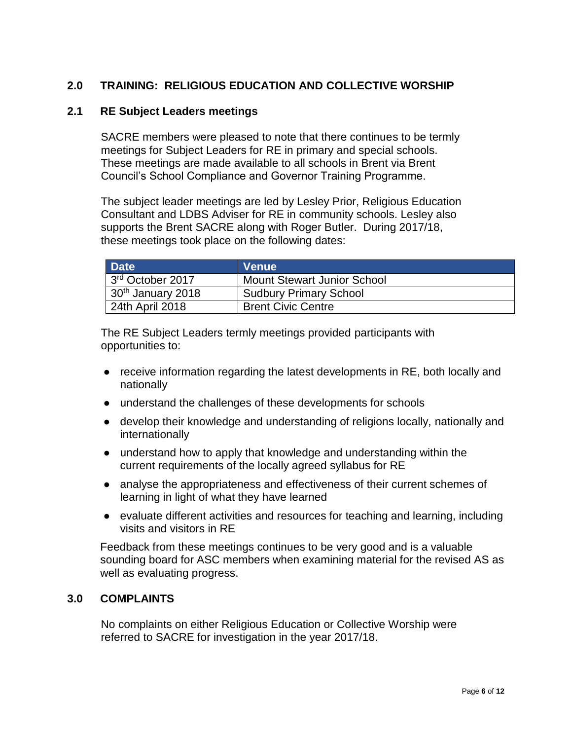## 2.0 TRAINING: RELIGIOUS EDUCATION AND COLLECTIVE WORSHIP

### 2.1 RE Subject Leaders meetings

SACRE members were pleased to note that there continues to be termly meetings for Subject Leaders for RE in primary and special schools. These meetings are made available to all schools in Brent via Brent Council's School Compliance and Governor Training Programme.

The subject leader meetings are led by Lesley Prior, Religious Education Consultant and LDBS Adviser for RE in community schools. Lesley also supports the Brent SACRE along with Roger Butler. During 2017/18, these meetings took place on the following dates:

| Date | Venue |
|---|---|
| 3rd October 2017 | Mount Stewart Junior School |
| 30th January 2018 | Sudbury Primary School |
| 24th April 2018 | Brent Civic Centre |

The RE Subject Leaders termly meetings provided participants with opportunities to:

- receive information regarding the latest developments in RE, both locally and nationally
- understand the challenges of these developments for schools
- develop their knowledge and understanding of religions locally, nationally and internationally
- understand how to apply that knowledge and understanding within the current requirements of the locally agreed syllabus for RE
- analyse the appropriateness and effectiveness of their current schemes of learning in light of what they have learned
- evaluate different activities and resources for teaching and learning, including visits and visitors in RE

Feedback from these meetings continues to be very good and is a valuable sounding board for ASC members when examining material for the revised AS as well as evaluating progress.

## 3.0 COMPLAINTS

No complaints on either Religious Education or Collective Worship were referred to SACRE for investigation in the year 2017/18.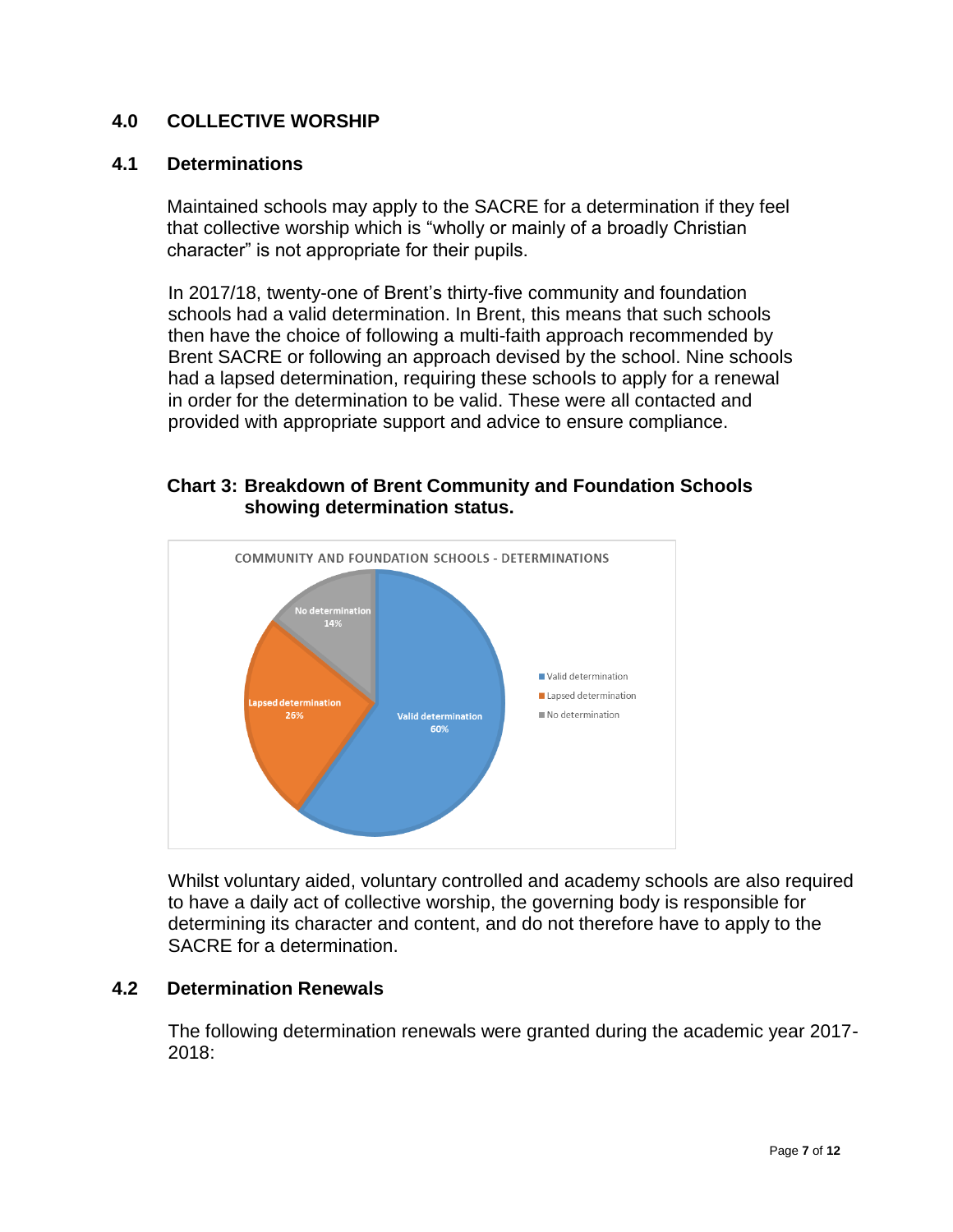## 4.0 COLLECTIVE WORSHIP

### 4.1 Determinations

Maintained schools may apply to the SACRE for a determination if they feel that collective worship which is "wholly or mainly of a broadly Christian character" is not appropriate for their pupils.

In 2017/18, twenty-one of Brent's thirty-five community and foundation schools had a valid determination. In Brent, this means that such schools then have the choice of following a multi-faith approach recommended by Brent SACRE or following an approach devised by the school. Nine schools had a lapsed determination, requiring these schools to apply for a renewal in order for the determination to be valid. These were all contacted and provided with appropriate support and advice to ensure compliance.

**Chart 3: Breakdown of Brent Community and Foundation Schools showing determination status.**

COMMUNITY AND FOUNDATION SCHOOLS - DETERMINATIONS

No determination
14%

Lapsed determination
26%

Valid determination
60%

Valid determination
Lapsed determination
No determination

Whilst voluntary aided, voluntary controlled and academy schools are also required to have a daily act of collective worship, the governing body is responsible for determining its character and content, and do not therefore have to apply to the SACRE for a determination.

### 4.2 Determination Renewals

The following determination renewals were granted during the academic year 2017-2018: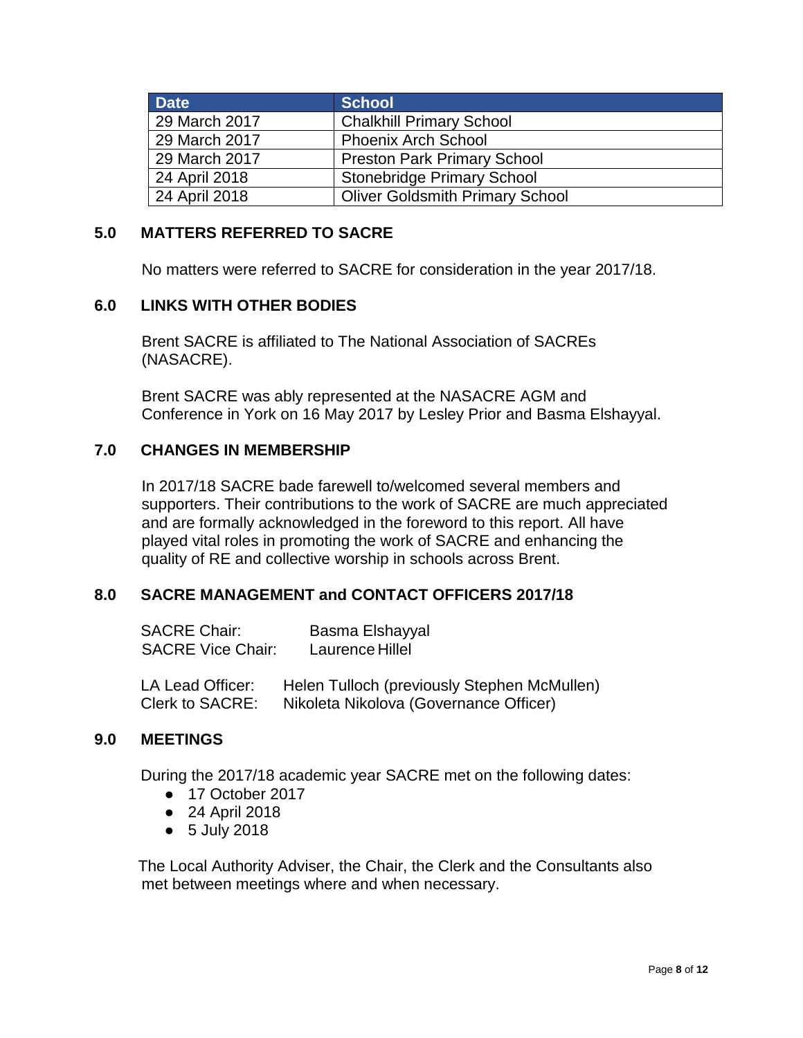| Date | School |
|---|---|
| 29 March 2017 | Chalkhill Primary School |
| 29 March 2017 | Phoenix Arch School |
| 29 March 2017 | Preston Park Primary School |
| 24 April 2018 | Stonebridge Primary School |
| 24 April 2018 | Oliver Goldsmith Primary School |

## 5.0 MATTERS REFERRED TO SACRE

No matters were referred to SACRE for consideration in the year 2017/18.

## 6.0 LINKS WITH OTHER BODIES

Brent SACRE is affiliated to The National Association of SACREs (NASACRE).

Brent SACRE was ably represented at the NASACRE AGM and Conference in York on 16 May 2017 by Lesley Prior and Basma Elshayyal.

## 7.0 CHANGES IN MEMBERSHIP

In 2017/18 SACRE bade farewell to/welcomed several members and supporters. Their contributions to the work of SACRE are much appreciated and are formally acknowledged in the foreword to this report. All have played vital roles in promoting the work of SACRE and enhancing the quality of RE and collective worship in schools across Brent.

## 8.0 SACRE MANAGEMENT and CONTACT OFFICERS 2017/18

SACRE Chair: Basma Elshayyal
SACRE Vice Chair: Laurence Hillel

LA Lead Officer: Helen Tulloch (previously Stephen McMullen)
Clerk to SACRE: Nikoleta Nikolova (Governance Officer)

## 9.0 MEETINGS

During the 2017/18 academic year SACRE met on the following dates:

- 17 October 2017
- 24 April 2018
- 5 July 2018

The Local Authority Adviser, the Chair, the Clerk and the Consultants also met between meetings where and when necessary.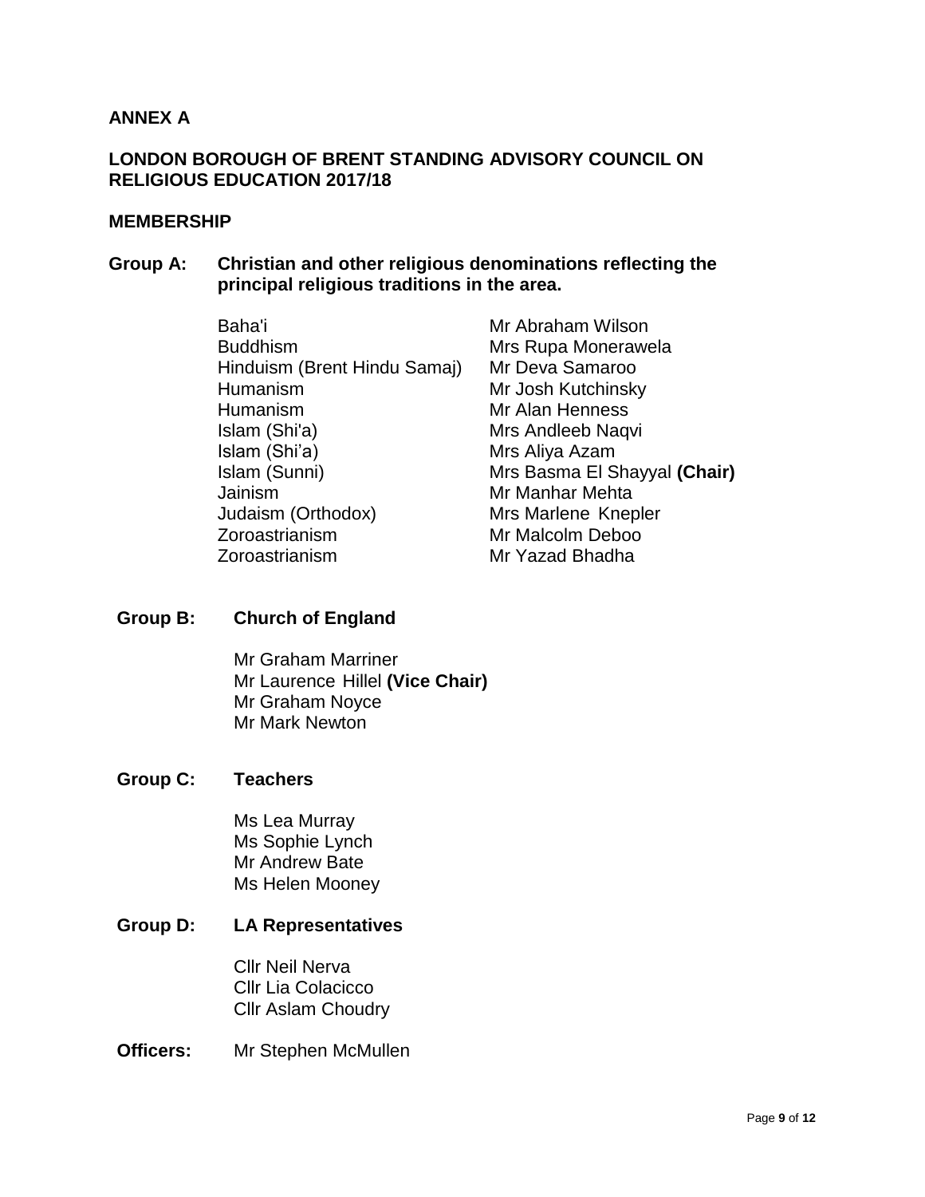**ANNEX A**

**LONDON BOROUGH OF BRENT STANDING ADVISORY COUNCIL ON RELIGIOUS EDUCATION 2017/18**

**MEMBERSHIP**

**Group A: Christian and other religious denominations reflecting the principal religious traditions in the area.**

| | |
|---|---|
| Baha'i | Mr Abraham Wilson |
| Buddhism | Mrs Rupa Monerawela |
| Hinduism (Brent Hindu Samaj) | Mr Deva Samaroo |
| Humanism | Mr Josh Kutchinsky |
| Humanism | Mr Alan Henness |
| Islam (Shi'a) | Mrs Andleeb Naqvi |
| Islam (Shi'a) | Mrs Aliya Azam |
| Islam (Sunni) | Mrs Basma El Shayyal **(Chair)** |
| Jainism | Mr Manhar Mehta |
| Judaism (Orthodox) | Mrs Marlene Knepler |
| Zoroastrianism | Mr Malcolm Deboo |
| Zoroastrianism | Mr Yazad Bhadha |

**Group B: Church of England**

Mr Graham Marriner
Mr Laurence Hillel **(Vice Chair)**
Mr Graham Noyce
Mr Mark Newton

**Group C: Teachers**

Ms Lea Murray
Ms Sophie Lynch
Mr Andrew Bate
Ms Helen Mooney

**Group D: LA Representatives**

Cllr Neil Nerva
Cllr Lia Colacicco
Cllr Aslam Choudry

**Officers:** Mr Stephen McMullen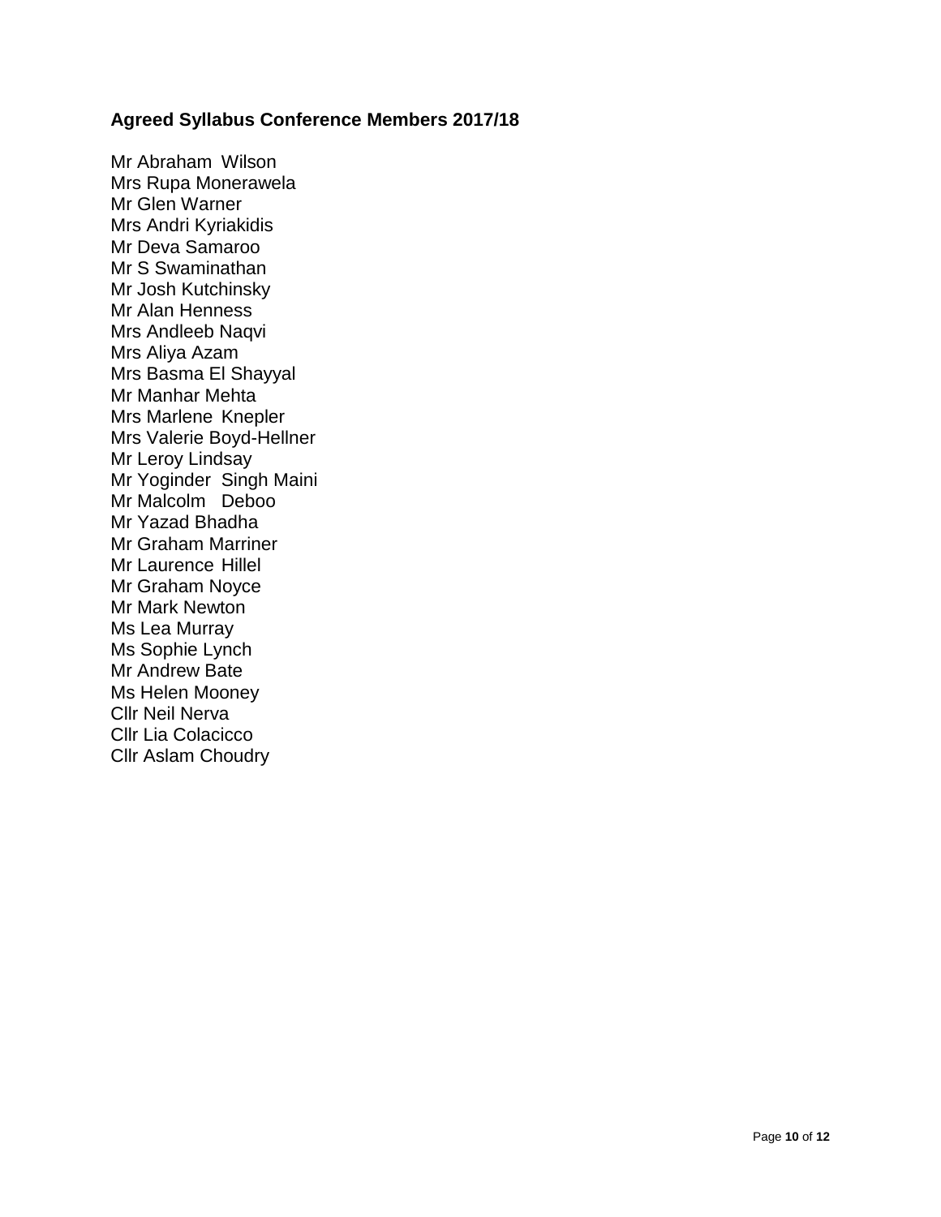### Agreed Syllabus Conference Members 2017/18

Mr Abraham Wilson
Mrs Rupa Monerawela
Mr Glen Warner
Mrs Andri Kyriakidis
Mr Deva Samaroo
Mr S Swaminathan
Mr Josh Kutchinsky
Mr Alan Henness
Mrs Andleeb Naqvi
Mrs Aliya Azam
Mrs Basma El Shayyal
Mr Manhar Mehta
Mrs Marlene Knepler
Mrs Valerie Boyd-Hellner
Mr Leroy Lindsay
Mr Yoginder Singh Maini
Mr Malcolm Deboo
Mr Yazad Bhadha
Mr Graham Marriner
Mr Laurence Hillel
Mr Graham Noyce
Mr Mark Newton
Ms Lea Murray
Ms Sophie Lynch
Mr Andrew Bate
Ms Helen Mooney
Cllr Neil Nerva
Cllr Lia Colacicco
Cllr Aslam Choudry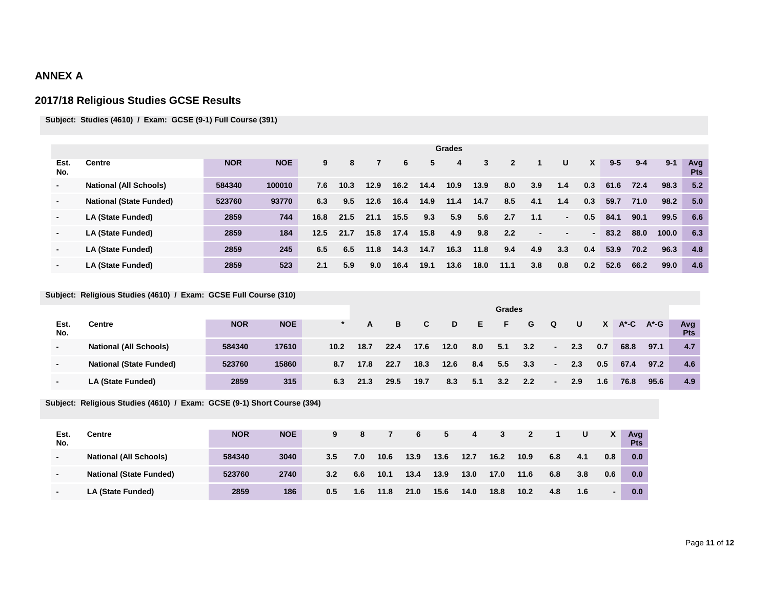## ANNEX A

## 2017/18 Religious Studies GCSE Results

**Subject: Studies (4610) / Exam: GCSE (9-1) Full Course (391)**

| | | | | Grades | | | | | | | | | | | | | | |
|---|---|---|---|---|---|---|---|---|---|---|---|---|---|---|---|---|---|---|
| Est. No. | Centre | NOR | NOE | 9 | 8 | 7 | 6 | 5 | 4 | 3 | 2 | 1 | U | X | 9-5 | 9-4 | 9-1 | Avg Pts |
| - | National (All Schools) | 584340 | 100010 | 7.6 | 10.3 | 12.9 | 16.2 | 14.4 | 10.9 | 13.9 | 8.0 | 3.9 | 1.4 | 0.3 | 61.6 | 72.4 | 98.3 | 5.2 |
| - | National (State Funded) | 523760 | 93770 | 6.3 | 9.5 | 12.6 | 16.4 | 14.9 | 11.4 | 14.7 | 8.5 | 4.1 | 1.4 | 0.3 | 59.7 | 71.0 | 98.2 | 5.0 |
| - | LA (State Funded) | 2859 | 744 | 16.8 | 21.5 | 21.1 | 15.5 | 9.3 | 5.9 | 5.6 | 2.7 | 1.1 | - | 0.5 | 84.1 | 90.1 | 99.5 | 6.6 |
| - | LA (State Funded) | 2859 | 184 | 12.5 | 21.7 | 15.8 | 17.4 | 15.8 | 4.9 | 9.8 | 2.2 | - | - | - | 83.2 | 88.0 | 100.0 | 6.3 |
| - | LA (State Funded) | 2859 | 245 | 6.5 | 6.5 | 11.8 | 14.3 | 14.7 | 16.3 | 11.8 | 9.4 | 4.9 | 3.3 | 0.4 | 53.9 | 70.2 | 96.3 | 4.8 |
| - | LA (State Funded) | 2859 | 523 | 2.1 | 5.9 | 9.0 | 16.4 | 19.1 | 13.6 | 18.0 | 11.1 | 3.8 | 0.8 | 0.2 | 52.6 | 66.2 | 99.0 | 4.6 |

**Subject: Religious Studies (4610) / Exam: GCSE Full Course (310)**

| | | | | Grades | | | | | | | | | | | | | |
|---|---|---|---|---|---|---|---|---|---|---|---|---|---|---|---|---|---|
| Est. No. | Centre | NOR | NOE | * | A | B | C | D | E | F | G | Q | U | X | A*-C | A*-G | Avg Pts |
| - | National (All Schools) | 584340 | 17610 | 10.2 | 18.7 | 22.4 | 17.6 | 12.0 | 8.0 | 5.1 | 3.2 | - | 2.3 | 0.7 | 68.8 | 97.1 | 4.7 |
| - | National (State Funded) | 523760 | 15860 | 8.7 | 17.8 | 22.7 | 18.3 | 12.6 | 8.4 | 5.5 | 3.3 | - | 2.3 | 0.5 | 67.4 | 97.2 | 4.6 |
| - | LA (State Funded) | 2859 | 315 | 6.3 | 21.3 | 29.5 | 19.7 | 8.3 | 5.1 | 3.2 | 2.2 | - | 2.9 | 1.6 | 76.8 | 95.6 | 4.9 |

**Subject: Religious Studies (4610) / Exam: GCSE (9-1) Short Course (394)**

| Est. No. | Centre | NOR | NOE | 9 | 8 | 7 | 6 | 5 | 4 | 3 | 2 | 1 | U | X | Avg Pts |
|---|---|---|---|---|---|---|---|---|---|---|---|---|---|---|---|
| - | National (All Schools) | 584340 | 3040 | 3.5 | 7.0 | 10.6 | 13.9 | 13.6 | 12.7 | 16.2 | 10.9 | 6.8 | 4.1 | 0.8 | 0.0 |
| - | National (State Funded) | 523760 | 2740 | 3.2 | 6.6 | 10.1 | 13.4 | 13.9 | 13.0 | 17.0 | 11.6 | 6.8 | 3.8 | 0.6 | 0.0 |
| - | LA (State Funded) | 2859 | 186 | 0.5 | 1.6 | 11.8 | 21.0 | 15.6 | 14.0 | 18.8 | 10.2 | 4.8 | 1.6 | - | 0.0 |